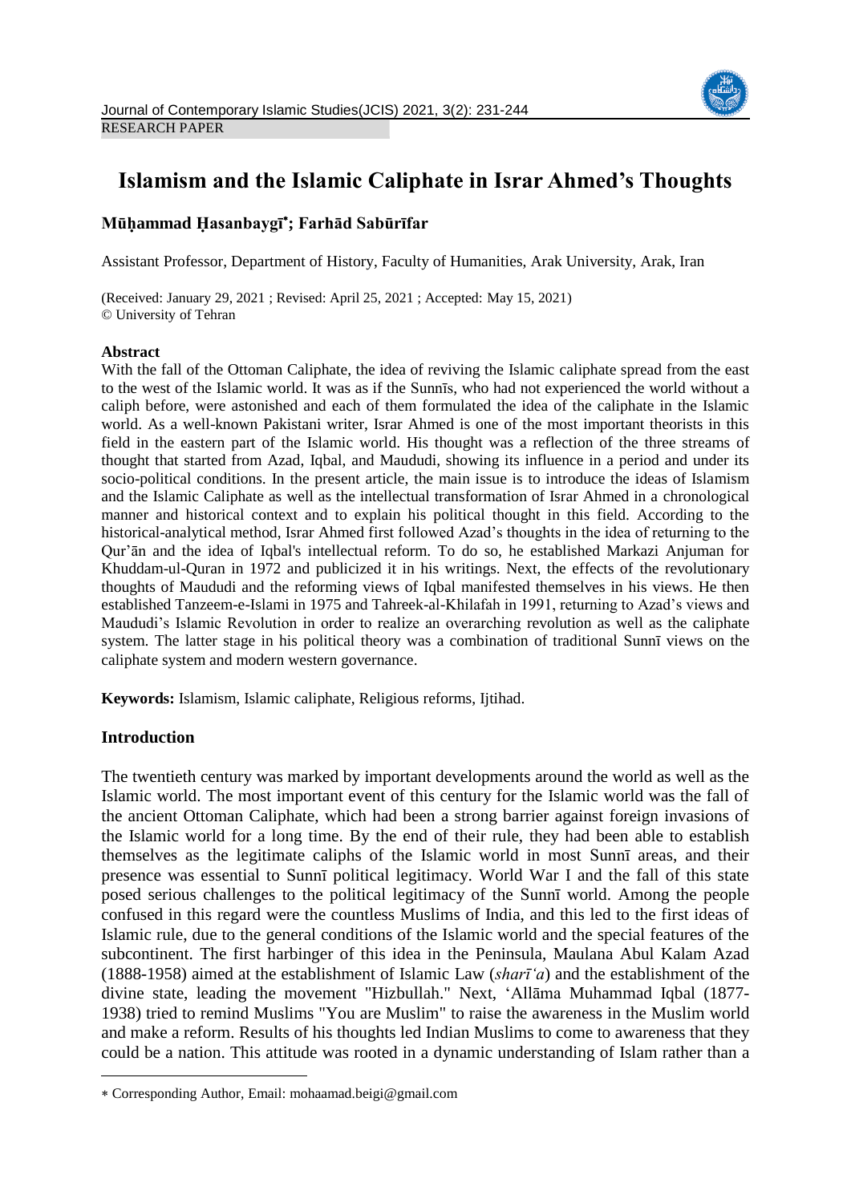RESEARCH PAPER

# Islamism and the Islamic Caliphate in Israr Ahmed's Thoughts

**Mūḥammad Ḥasanbaygī*; Farhād Sabūrīfar**

Assistant Professor, Department of History, Faculty of Humanities, Arak University, Arak, Iran

(Received: January 29, 2021 ; Revised: April 25, 2021 ; Accepted: May 15, 2021)
© University of Tehran

**Abstract**

With the fall of the Ottoman Caliphate, the idea of reviving the Islamic caliphate spread from the east to the west of the Islamic world. It was as if the Sunnīs, who had not experienced the world without a caliph before, were astonished and each of them formulated the idea of the caliphate in the Islamic world. As a well-known Pakistani writer, Israr Ahmed is one of the most important theorists in this field in the eastern part of the Islamic world. His thought was a reflection of the three streams of thought that started from Azad, Iqbal, and Maududi, showing its influence in a period and under its socio-political conditions. In the present article, the main issue is to introduce the ideas of Islamism and the Islamic Caliphate as well as the intellectual transformation of Israr Ahmed in a chronological manner and historical context and to explain his political thought in this field. According to the historical-analytical method, Israr Ahmed first followed Azad's thoughts in the idea of returning to the Qur'ān and the idea of Iqbal's intellectual reform. To do so, he established Markazi Anjuman for Khuddam-ul-Quran in 1972 and publicized it in his writings. Next, the effects of the revolutionary thoughts of Maududi and the reforming views of Iqbal manifested themselves in his views. He then established Tanzeem-e-Islami in 1975 and Tahreek-al-Khilafah in 1991, returning to Azad's views and Maududi's Islamic Revolution in order to realize an overarching revolution as well as the caliphate system. The latter stage in his political theory was a combination of traditional Sunnī views on the caliphate system and modern western governance.

**Keywords:** Islamism, Islamic caliphate, Religious reforms, Ijtihad.

## Introduction

The twentieth century was marked by important developments around the world as well as the Islamic world. The most important event of this century for the Islamic world was the fall of the ancient Ottoman Caliphate, which had been a strong barrier against foreign invasions of the Islamic world for a long time. By the end of their rule, they had been able to establish themselves as the legitimate caliphs of the Islamic world in most Sunnī areas, and their presence was essential to Sunnī political legitimacy. World War I and the fall of this state posed serious challenges to the political legitimacy of the Sunnī world. Among the people confused in this regard were the countless Muslims of India, and this led to the first ideas of Islamic rule, due to the general conditions of the Islamic world and the special features of the subcontinent. The first harbinger of this idea in the Peninsula, Maulana Abul Kalam Azad (1888-1958) aimed at the establishment of Islamic Law (*sharī'a*) and the establishment of the divine state, leading the movement "Hizbullah." Next, 'Allāma Muhammad Iqbal (1877-1938) tried to remind Muslims "You are Muslim" to raise the awareness in the Muslim world and make a reform. Results of his thoughts led Indian Muslims to come to awareness that they could be a nation. This attitude was rooted in a dynamic understanding of Islam rather than a

---

* Corresponding Author, Email: mohaamad.beigi@gmail.com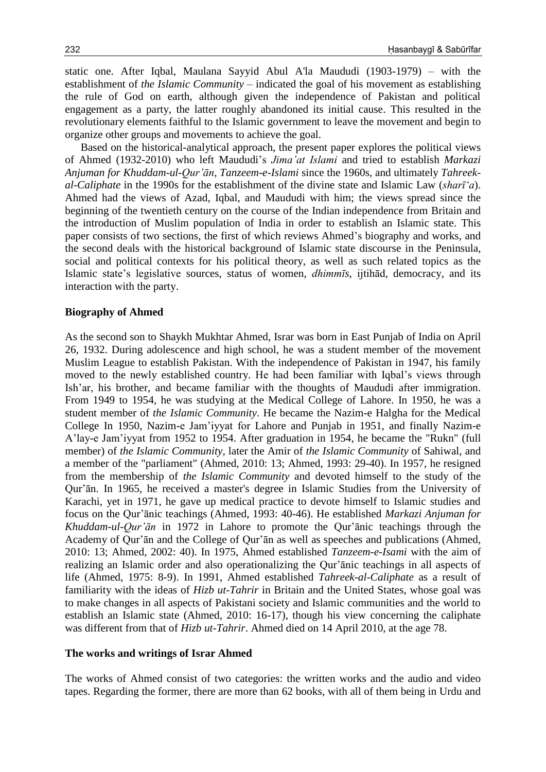static one. After Iqbal, Maulana Sayyid Abul A'la Maududi (1903-1979) – with the establishment of *the Islamic Community* – indicated the goal of his movement as establishing the rule of God on earth, although given the independence of Pakistan and political engagement as a party, the latter roughly abandoned its initial cause. This resulted in the revolutionary elements faithful to the Islamic government to leave the movement and begin to organize other groups and movements to achieve the goal.

Based on the historical-analytical approach, the present paper explores the political views of Ahmed (1932-2010) who left Maududi's *Jima'at Islami* and tried to establish *Markazi Anjuman for Khuddam-ul-Qur'ān*, *Tanzeem-e-Islami* since the 1960s, and ultimately *Tahreek-al-Caliphate* in the 1990s for the establishment of the divine state and Islamic Law (*sharī'a*). Ahmed had the views of Azad, Iqbal, and Maududi with him; the views spread since the beginning of the twentieth century on the course of the Indian independence from Britain and the introduction of Muslim population of India in order to establish an Islamic state. This paper consists of two sections, the first of which reviews Ahmed's biography and works, and the second deals with the historical background of Islamic state discourse in the Peninsula, social and political contexts for his political theory, as well as such related topics as the Islamic state's legislative sources, status of women, *dhimmīs*, ijtihād, democracy, and its interaction with the party.

## Biography of Ahmed

As the second son to Shaykh Mukhtar Ahmed, Israr was born in East Punjab of India on April 26, 1932. During adolescence and high school, he was a student member of the movement Muslim League to establish Pakistan. With the independence of Pakistan in 1947, his family moved to the newly established country. He had been familiar with Iqbal's views through Ish'ar, his brother, and became familiar with the thoughts of Maududi after immigration. From 1949 to 1954, he was studying at the Medical College of Lahore. In 1950, he was a student member of *the Islamic Community*. He became the Nazim-e Halgha for the Medical College In 1950, Nazim-e Jam'iyyat for Lahore and Punjab in 1951, and finally Nazim-e A'lay-e Jam'iyyat from 1952 to 1954. After graduation in 1954, he became the "Rukn" (full member) of *the Islamic Community*, later the Amir of *the Islamic Community* of Sahiwal, and a member of the "parliament" (Ahmed, 2010: 13; Ahmed, 1993: 29-40). In 1957, he resigned from the membership of *the Islamic Community* and devoted himself to the study of the Qur'ān. In 1965, he received a master's degree in Islamic Studies from the University of Karachi, yet in 1971, he gave up medical practice to devote himself to Islamic studies and focus on the Qur'ānic teachings (Ahmed, 1993: 40-46). He established *Markazi Anjuman for Khuddam-ul-Qur'ān* in 1972 in Lahore to promote the Qur'ānic teachings through the Academy of Qur'ān and the College of Qur'ān as well as speeches and publications (Ahmed, 2010: 13; Ahmed, 2002: 40). In 1975, Ahmed established *Tanzeem-e-Isami* with the aim of realizing an Islamic order and also operationalizing the Qur'ānic teachings in all aspects of life (Ahmed, 1975: 8-9). In 1991, Ahmed established *Tahreek-al-Caliphate* as a result of familiarity with the ideas of *Hizb ut-Tahrir* in Britain and the United States, whose goal was to make changes in all aspects of Pakistani society and Islamic communities and the world to establish an Islamic state (Ahmed, 2010: 16-17), though his view concerning the caliphate was different from that of *Hizb ut-Tahrir*. Ahmed died on 14 April 2010, at the age 78.

## The works and writings of Israr Ahmed

The works of Ahmed consist of two categories: the written works and the audio and video tapes. Regarding the former, there are more than 62 books, with all of them being in Urdu and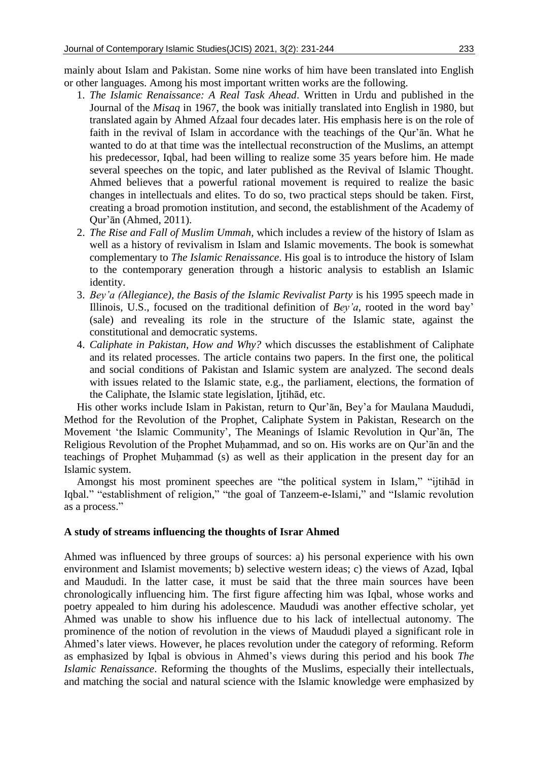mainly about Islam and Pakistan. Some nine works of him have been translated into English or other languages. Among his most important written works are the following.

1. *The Islamic Renaissance: A Real Task Ahead*. Written in Urdu and published in the Journal of the *Misaq* in 1967, the book was initially translated into English in 1980, but translated again by Ahmed Afzaal four decades later. His emphasis here is on the role of faith in the revival of Islam in accordance with the teachings of the Qur'ān. What he wanted to do at that time was the intellectual reconstruction of the Muslims, an attempt his predecessor, Iqbal, had been willing to realize some 35 years before him. He made several speeches on the topic, and later published as the Revival of Islamic Thought. Ahmed believes that a powerful rational movement is required to realize the basic changes in intellectuals and elites. To do so, two practical steps should be taken. First, creating a broad promotion institution, and second, the establishment of the Academy of Qur'ān (Ahmed, 2011).
2. *The Rise and Fall of Muslim Ummah,* which includes a review of the history of Islam as well as a history of revivalism in Islam and Islamic movements. The book is somewhat complementary to *The Islamic Renaissance*. His goal is to introduce the history of Islam to the contemporary generation through a historic analysis to establish an Islamic identity.
3. *Bey'a (Allegiance), the Basis of the Islamic Revivalist Party* is his 1995 speech made in Illinois, U.S., focused on the traditional definition of *Bey'a*, rooted in the word bay' (sale) and revealing its role in the structure of the Islamic state, against the constitutional and democratic systems.
4. *Caliphate in Pakistan, How and Why?* which discusses the establishment of Caliphate and its related processes. The article contains two papers. In the first one, the political and social conditions of Pakistan and Islamic system are analyzed. The second deals with issues related to the Islamic state, e.g., the parliament, elections, the formation of the Caliphate, the Islamic state legislation, Ijtihād, etc.

His other works include Islam in Pakistan, return to Qur'ān, Bey'a for Maulana Maududi, Method for the Revolution of the Prophet, Caliphate System in Pakistan, Research on the Movement 'the Islamic Community', The Meanings of Islamic Revolution in Qur'ān, The Religious Revolution of the Prophet Muḥammad, and so on. His works are on Qur'ān and the teachings of Prophet Muḥammad (s) as well as their application in the present day for an Islamic system.

Amongst his most prominent speeches are "the political system in Islam," "ijtihād in Iqbal." "establishment of religion," "the goal of Tanzeem-e-Islami," and "Islamic revolution as a process."

## A study of streams influencing the thoughts of Israr Ahmed

Ahmed was influenced by three groups of sources: a) his personal experience with his own environment and Islamist movements; b) selective western ideas; c) the views of Azad, Iqbal and Maududi. In the latter case, it must be said that the three main sources have been chronologically influencing him. The first figure affecting him was Iqbal, whose works and poetry appealed to him during his adolescence. Maududi was another effective scholar, yet Ahmed was unable to show his influence due to his lack of intellectual autonomy. The prominence of the notion of revolution in the views of Maududi played a significant role in Ahmed's later views. However, he places revolution under the category of reforming. Reform as emphasized by Iqbal is obvious in Ahmed's views during this period and his book *The Islamic Renaissance*. Reforming the thoughts of the Muslims, especially their intellectuals, and matching the social and natural science with the Islamic knowledge were emphasized by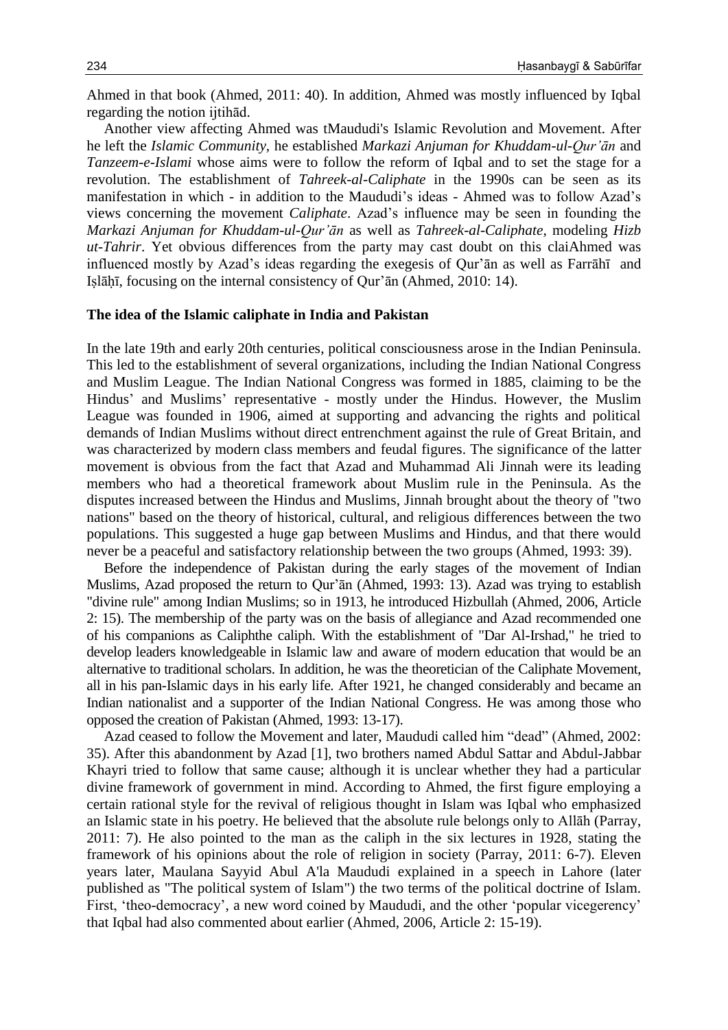Ahmed in that book (Ahmed, 2011: 40). In addition, Ahmed was mostly influenced by Iqbal regarding the notion ijtihād.

Another view affecting Ahmed was tMaududi's Islamic Revolution and Movement. After he left the *Islamic Community*, he established *Markazi Anjuman for Khuddam-ul-Qur'ān* and *Tanzeem-e-Islami* whose aims were to follow the reform of Iqbal and to set the stage for a revolution. The establishment of *Tahreek-al-Caliphate* in the 1990s can be seen as its manifestation in which - in addition to the Maududi's ideas - Ahmed was to follow Azad's views concerning the movement *Caliphate*. Azad's influence may be seen in founding the *Markazi Anjuman for Khuddam-ul-Qur'ān* as well as *Tahreek-al-Caliphate*, modeling *Hizb ut-Tahrir*. Yet obvious differences from the party may cast doubt on this claiAhmed was influenced mostly by Azad's ideas regarding the exegesis of Qur'ān as well as Farrāhī and Iṣlāḥī, focusing on the internal consistency of Qur'ān (Ahmed, 2010: 14).

### The idea of the Islamic caliphate in India and Pakistan

In the late 19th and early 20th centuries, political consciousness arose in the Indian Peninsula. This led to the establishment of several organizations, including the Indian National Congress and Muslim League. The Indian National Congress was formed in 1885, claiming to be the Hindus' and Muslims' representative - mostly under the Hindus. However, the Muslim League was founded in 1906, aimed at supporting and advancing the rights and political demands of Indian Muslims without direct entrenchment against the rule of Great Britain, and was characterized by modern class members and feudal figures. The significance of the latter movement is obvious from the fact that Azad and Muhammad Ali Jinnah were its leading members who had a theoretical framework about Muslim rule in the Peninsula. As the disputes increased between the Hindus and Muslims, Jinnah brought about the theory of "two nations" based on the theory of historical, cultural, and religious differences between the two populations. This suggested a huge gap between Muslims and Hindus, and that there would never be a peaceful and satisfactory relationship between the two groups (Ahmed, 1993: 39).

Before the independence of Pakistan during the early stages of the movement of Indian Muslims, Azad proposed the return to Qur'ān (Ahmed, 1993: 13). Azad was trying to establish "divine rule" among Indian Muslims; so in 1913, he introduced Hizbullah (Ahmed, 2006, Article 2: 15). The membership of the party was on the basis of allegiance and Azad recommended one of his companions as Caliphthe caliph. With the establishment of "Dar Al-Irshad," he tried to develop leaders knowledgeable in Islamic law and aware of modern education that would be an alternative to traditional scholars. In addition, he was the theoretician of the Caliphate Movement, all in his pan-Islamic days in his early life. After 1921, he changed considerably and became an Indian nationalist and a supporter of the Indian National Congress. He was among those who opposed the creation of Pakistan (Ahmed, 1993: 13-17).

Azad ceased to follow the Movement and later, Maududi called him "dead" (Ahmed, 2002: 35). After this abandonment by Azad [1], two brothers named Abdul Sattar and Abdul-Jabbar Khayri tried to follow that same cause; although it is unclear whether they had a particular divine framework of government in mind. According to Ahmed, the first figure employing a certain rational style for the revival of religious thought in Islam was Iqbal who emphasized an Islamic state in his poetry. He believed that the absolute rule belongs only to Allāh (Parray, 2011: 7). He also pointed to the man as the caliph in the six lectures in 1928, stating the framework of his opinions about the role of religion in society (Parray, 2011: 6-7). Eleven years later, Maulana Sayyid Abul A'la Maududi explained in a speech in Lahore (later published as "The political system of Islam") the two terms of the political doctrine of Islam. First, 'theo-democracy', a new word coined by Maududi, and the other 'popular vicegerency' that Iqbal had also commented about earlier (Ahmed, 2006, Article 2: 15-19).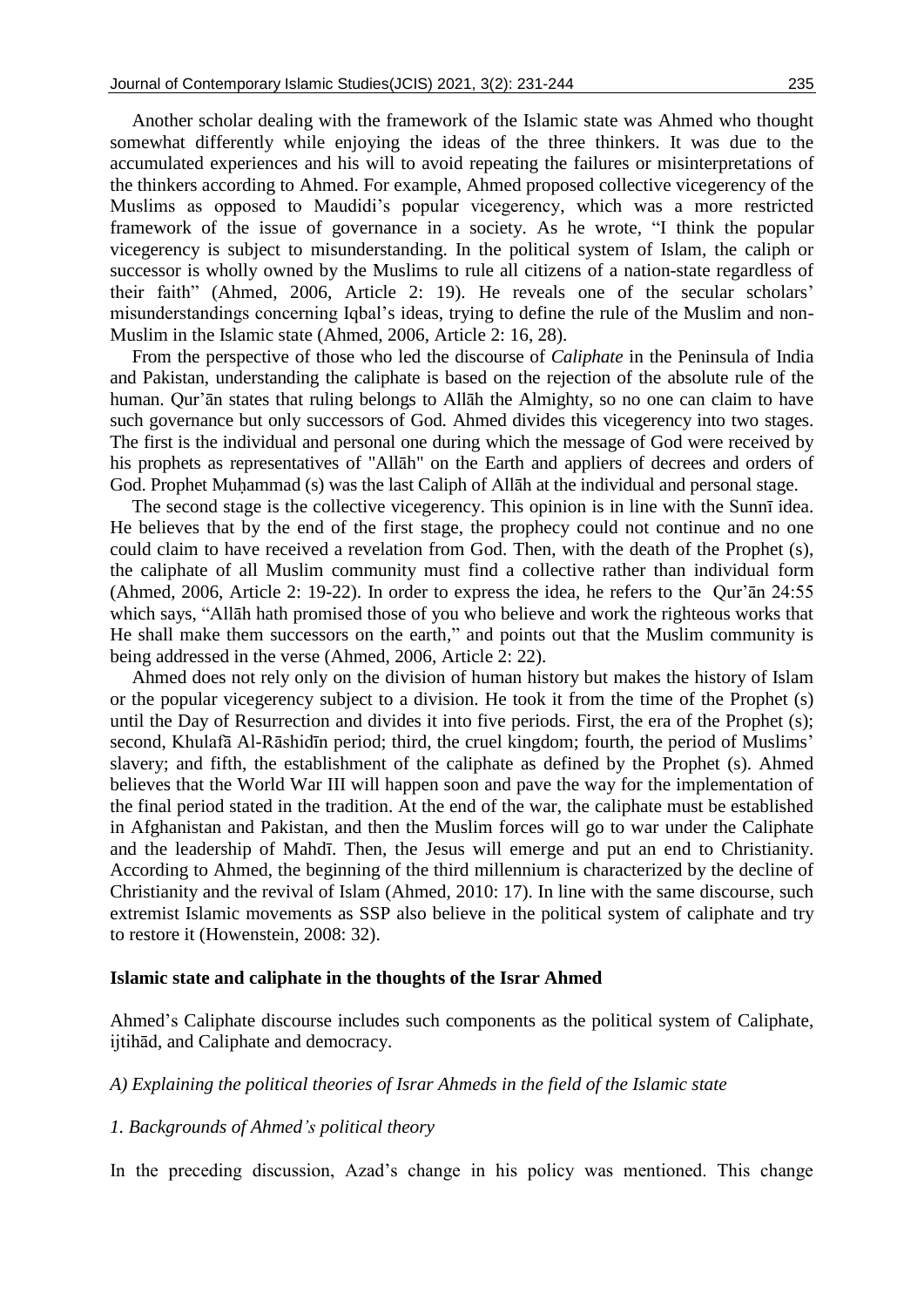Another scholar dealing with the framework of the Islamic state was Ahmed who thought somewhat differently while enjoying the ideas of the three thinkers. It was due to the accumulated experiences and his will to avoid repeating the failures or misinterpretations of the thinkers according to Ahmed. For example, Ahmed proposed collective vicegerency of the Muslims as opposed to Maudidi's popular vicegerency, which was a more restricted framework of the issue of governance in a society. As he wrote, "I think the popular vicegerency is subject to misunderstanding. In the political system of Islam, the caliph or successor is wholly owned by the Muslims to rule all citizens of a nation-state regardless of their faith" (Ahmed, 2006, Article 2: 19). He reveals one of the secular scholars' misunderstandings concerning Iqbal's ideas, trying to define the rule of the Muslim and non-Muslim in the Islamic state (Ahmed, 2006, Article 2: 16, 28).

From the perspective of those who led the discourse of *Caliphate* in the Peninsula of India and Pakistan, understanding the caliphate is based on the rejection of the absolute rule of the human. Qur'ān states that ruling belongs to Allāh the Almighty, so no one can claim to have such governance but only successors of God. Ahmed divides this vicegerency into two stages. The first is the individual and personal one during which the message of God were received by his prophets as representatives of "Allāh" on the Earth and appliers of decrees and orders of God. Prophet Muḥammad (s) was the last Caliph of Allāh at the individual and personal stage.

The second stage is the collective vicegerency. This opinion is in line with the Sunnī idea. He believes that by the end of the first stage, the prophecy could not continue and no one could claim to have received a revelation from God. Then, with the death of the Prophet (s), the caliphate of all Muslim community must find a collective rather than individual form (Ahmed, 2006, Article 2: 19-22). In order to express the idea, he refers to the Qur'ān 24:55 which says, "Allāh hath promised those of you who believe and work the righteous works that He shall make them successors on the earth," and points out that the Muslim community is being addressed in the verse (Ahmed, 2006, Article 2: 22).

Ahmed does not rely only on the division of human history but makes the history of Islam or the popular vicegerency subject to a division. He took it from the time of the Prophet (s) until the Day of Resurrection and divides it into five periods. First, the era of the Prophet (s); second, Khulafā Al-Rāshidīn period; third, the cruel kingdom; fourth, the period of Muslims' slavery; and fifth, the establishment of the caliphate as defined by the Prophet (s). Ahmed believes that the World War III will happen soon and pave the way for the implementation of the final period stated in the tradition. At the end of the war, the caliphate must be established in Afghanistan and Pakistan, and then the Muslim forces will go to war under the Caliphate and the leadership of Mahdī. Then, the Jesus will emerge and put an end to Christianity. According to Ahmed, the beginning of the third millennium is characterized by the decline of Christianity and the revival of Islam (Ahmed, 2010: 17). In line with the same discourse, such extremist Islamic movements as SSP also believe in the political system of caliphate and try to restore it (Howenstein, 2008: 32).

## Islamic state and caliphate in the thoughts of the Israr Ahmed

Ahmed's Caliphate discourse includes such components as the political system of Caliphate, ijtihād, and Caliphate and democracy.

### *A) Explaining the political theories of Israr Ahmeds in the field of the Islamic state*

#### *1. Backgrounds of Ahmed's political theory*

In the preceding discussion, Azad's change in his policy was mentioned. This change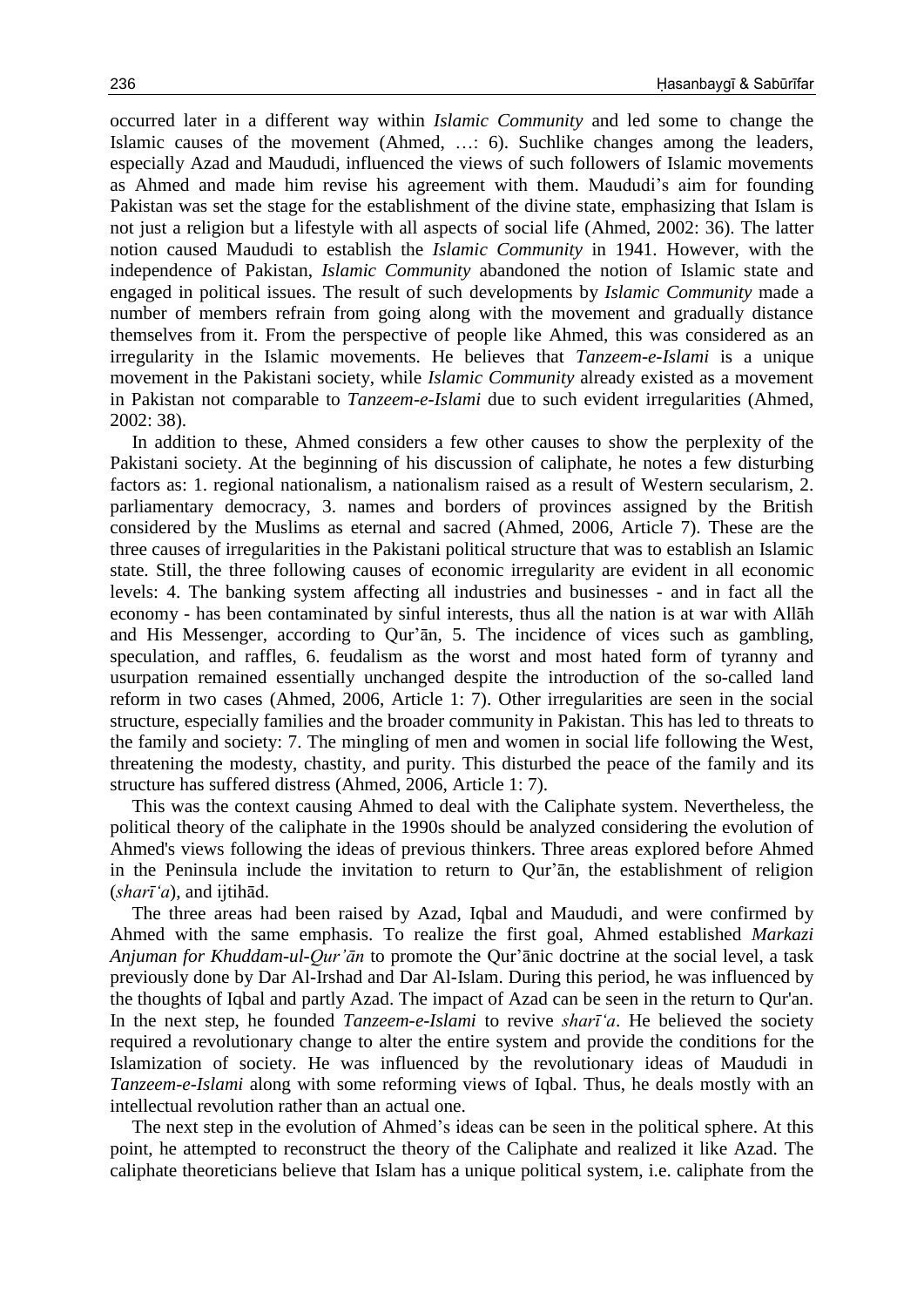occurred later in a different way within *Islamic Community* and led some to change the Islamic causes of the movement (Ahmed, …: 6). Suchlike changes among the leaders, especially Azad and Maududi, influenced the views of such followers of Islamic movements as Ahmed and made him revise his agreement with them. Maududi's aim for founding Pakistan was set the stage for the establishment of the divine state, emphasizing that Islam is not just a religion but a lifestyle with all aspects of social life (Ahmed, 2002: 36). The latter notion caused Maududi to establish the *Islamic Community* in 1941. However, with the independence of Pakistan, *Islamic Community* abandoned the notion of Islamic state and engaged in political issues. The result of such developments by *Islamic Community* made a number of members refrain from going along with the movement and gradually distance themselves from it. From the perspective of people like Ahmed, this was considered as an irregularity in the Islamic movements. He believes that *Tanzeem-e-Islami* is a unique movement in the Pakistani society, while *Islamic Community* already existed as a movement in Pakistan not comparable to *Tanzeem-e-Islami* due to such evident irregularities (Ahmed, 2002: 38).

In addition to these, Ahmed considers a few other causes to show the perplexity of the Pakistani society. At the beginning of his discussion of caliphate, he notes a few disturbing factors as: 1. regional nationalism, a nationalism raised as a result of Western secularism, 2. parliamentary democracy, 3. names and borders of provinces assigned by the British considered by the Muslims as eternal and sacred (Ahmed, 2006, Article 7). These are the three causes of irregularities in the Pakistani political structure that was to establish an Islamic state. Still, the three following causes of economic irregularity are evident in all economic levels: 4. The banking system affecting all industries and businesses - and in fact all the economy - has been contaminated by sinful interests, thus all the nation is at war with Allāh and His Messenger, according to Qur'ān, 5. The incidence of vices such as gambling, speculation, and raffles, 6. feudalism as the worst and most hated form of tyranny and usurpation remained essentially unchanged despite the introduction of the so-called land reform in two cases (Ahmed, 2006, Article 1: 7). Other irregularities are seen in the social structure, especially families and the broader community in Pakistan. This has led to threats to the family and society: 7. The mingling of men and women in social life following the West, threatening the modesty, chastity, and purity. This disturbed the peace of the family and its structure has suffered distress (Ahmed, 2006, Article 1: 7).

This was the context causing Ahmed to deal with the Caliphate system. Nevertheless, the political theory of the caliphate in the 1990s should be analyzed considering the evolution of Ahmed's views following the ideas of previous thinkers. Three areas explored before Ahmed in the Peninsula include the invitation to return to Qur'ān, the establishment of religion (*sharīʻa*), and ijtihād.

The three areas had been raised by Azad, Iqbal and Maududi, and were confirmed by Ahmed with the same emphasis. To realize the first goal, Ahmed established *Markazi Anjuman for Khuddam-ul-Qur'ān* to promote the Qur'ānic doctrine at the social level, a task previously done by Dar Al-Irshad and Dar Al-Islam. During this period, he was influenced by the thoughts of Iqbal and partly Azad. The impact of Azad can be seen in the return to Qur'an. In the next step, he founded *Tanzeem-e-Islami* to revive *sharīʻa*. He believed the society required a revolutionary change to alter the entire system and provide the conditions for the Islamization of society. He was influenced by the revolutionary ideas of Maududi in *Tanzeem-e-Islami* along with some reforming views of Iqbal. Thus, he deals mostly with an intellectual revolution rather than an actual one.

The next step in the evolution of Ahmed's ideas can be seen in the political sphere. At this point, he attempted to reconstruct the theory of the Caliphate and realized it like Azad. The caliphate theoreticians believe that Islam has a unique political system, i.e. caliphate from the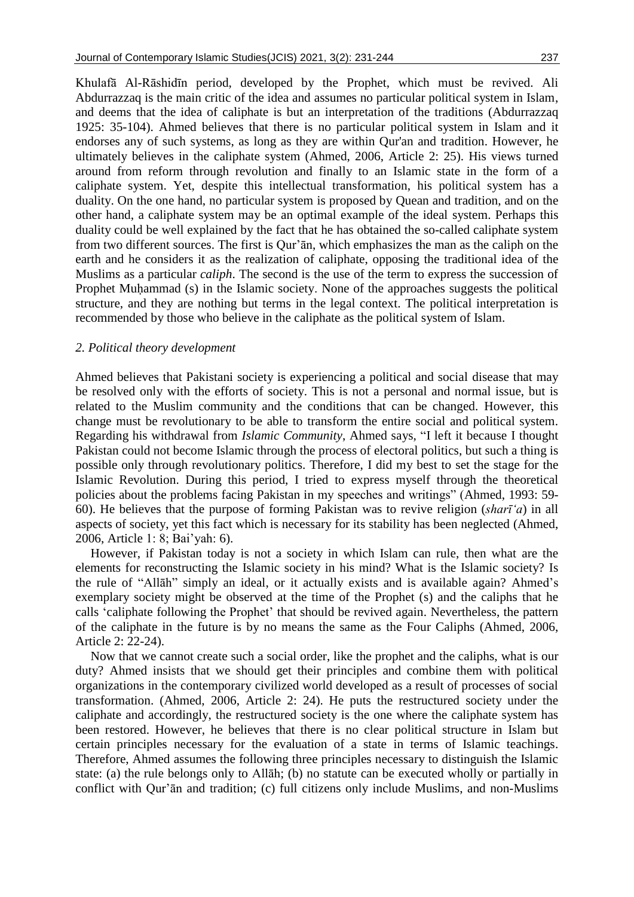Khulafā Al-Rāshidīn period, developed by the Prophet, which must be revived. Ali Abdurrazzaq is the main critic of the idea and assumes no particular political system in Islam, and deems that the idea of caliphate is but an interpretation of the traditions (Abdurrazzaq 1925: 35-104). Ahmed believes that there is no particular political system in Islam and it endorses any of such systems, as long as they are within Qur'an and tradition. However, he ultimately believes in the caliphate system (Ahmed, 2006, Article 2: 25). His views turned around from reform through revolution and finally to an Islamic state in the form of a caliphate system. Yet, despite this intellectual transformation, his political system has a duality. On the one hand, no particular system is proposed by Quean and tradition, and on the other hand, a caliphate system may be an optimal example of the ideal system. Perhaps this duality could be well explained by the fact that he has obtained the so-called caliphate system from two different sources. The first is Qur'ān, which emphasizes the man as the caliph on the earth and he considers it as the realization of caliphate, opposing the traditional idea of the Muslims as a particular *caliph*. The second is the use of the term to express the succession of Prophet Muḥammad (s) in the Islamic society. None of the approaches suggests the political structure, and they are nothing but terms in the legal context. The political interpretation is recommended by those who believe in the caliphate as the political system of Islam.

### *2. Political theory development*

Ahmed believes that Pakistani society is experiencing a political and social disease that may be resolved only with the efforts of society. This is not a personal and normal issue, but is related to the Muslim community and the conditions that can be changed. However, this change must be revolutionary to be able to transform the entire social and political system. Regarding his withdrawal from *Islamic Community*, Ahmed says, "I left it because I thought Pakistan could not become Islamic through the process of electoral politics, but such a thing is possible only through revolutionary politics. Therefore, I did my best to set the stage for the Islamic Revolution. During this period, I tried to express myself through the theoretical policies about the problems facing Pakistan in my speeches and writings" (Ahmed, 1993: 59-60). He believes that the purpose of forming Pakistan was to revive religion (*sharī'a*) in all aspects of society, yet this fact which is necessary for its stability has been neglected (Ahmed, 2006, Article 1: 8; Bai'yah: 6).

However, if Pakistan today is not a society in which Islam can rule, then what are the elements for reconstructing the Islamic society in his mind? What is the Islamic society? Is the rule of "Allāh" simply an ideal, or it actually exists and is available again? Ahmed's exemplary society might be observed at the time of the Prophet (s) and the caliphs that he calls 'caliphate following the Prophet' that should be revived again. Nevertheless, the pattern of the caliphate in the future is by no means the same as the Four Caliphs (Ahmed, 2006, Article 2: 22-24).

Now that we cannot create such a social order, like the prophet and the caliphs, what is our duty? Ahmed insists that we should get their principles and combine them with political organizations in the contemporary civilized world developed as a result of processes of social transformation. (Ahmed, 2006, Article 2: 24). He puts the restructured society under the caliphate and accordingly, the restructured society is the one where the caliphate system has been restored. However, he believes that there is no clear political structure in Islam but certain principles necessary for the evaluation of a state in terms of Islamic teachings. Therefore, Ahmed assumes the following three principles necessary to distinguish the Islamic state: (a) the rule belongs only to Allāh; (b) no statute can be executed wholly or partially in conflict with Qur'ān and tradition; (c) full citizens only include Muslims, and non-Muslims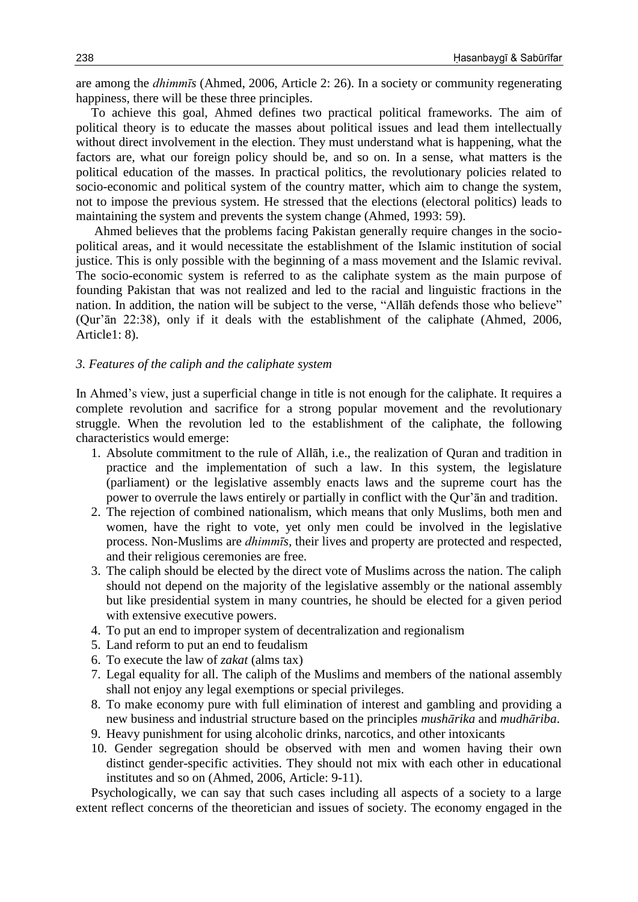are among the *dhimmīs* (Ahmed, 2006, Article 2: 26). In a society or community regenerating happiness, there will be these three principles.

To achieve this goal, Ahmed defines two practical political frameworks. The aim of political theory is to educate the masses about political issues and lead them intellectually without direct involvement in the election. They must understand what is happening, what the factors are, what our foreign policy should be, and so on. In a sense, what matters is the political education of the masses. In practical politics, the revolutionary policies related to socio-economic and political system of the country matter, which aim to change the system, not to impose the previous system. He stressed that the elections (electoral politics) leads to maintaining the system and prevents the system change (Ahmed, 1993: 59).

Ahmed believes that the problems facing Pakistan generally require changes in the socio-political areas, and it would necessitate the establishment of the Islamic institution of social justice. This is only possible with the beginning of a mass movement and the Islamic revival. The socio-economic system is referred to as the caliphate system as the main purpose of founding Pakistan that was not realized and led to the racial and linguistic fractions in the nation. In addition, the nation will be subject to the verse, "Allāh defends those who believe" (Qur'ān 22:38), only if it deals with the establishment of the caliphate (Ahmed, 2006, Article1: 8).

### *3. Features of the caliph and the caliphate system*

In Ahmed's view, just a superficial change in title is not enough for the caliphate. It requires a complete revolution and sacrifice for a strong popular movement and the revolutionary struggle. When the revolution led to the establishment of the caliphate, the following characteristics would emerge:

1. Absolute commitment to the rule of Allāh, i.e., the realization of Quran and tradition in practice and the implementation of such a law. In this system, the legislature (parliament) or the legislative assembly enacts laws and the supreme court has the power to overrule the laws entirely or partially in conflict with the Qur'ān and tradition.
2. The rejection of combined nationalism, which means that only Muslims, both men and women, have the right to vote, yet only men could be involved in the legislative process. Non-Muslims are *dhimmīs*, their lives and property are protected and respected, and their religious ceremonies are free.
3. The caliph should be elected by the direct vote of Muslims across the nation. The caliph should not depend on the majority of the legislative assembly or the national assembly but like presidential system in many countries, he should be elected for a given period with extensive executive powers.
4. To put an end to improper system of decentralization and regionalism
5. Land reform to put an end to feudalism
6. To execute the law of *zakat* (alms tax)
7. Legal equality for all. The caliph of the Muslims and members of the national assembly shall not enjoy any legal exemptions or special privileges.
8. To make economy pure with full elimination of interest and gambling and providing a new business and industrial structure based on the principles *mushārika* and *mudhāriba*.
9. Heavy punishment for using alcoholic drinks, narcotics, and other intoxicants
10. Gender segregation should be observed with men and women having their own distinct gender-specific activities. They should not mix with each other in educational institutes and so on (Ahmed, 2006, Article: 9-11).

Psychologically, we can say that such cases including all aspects of a society to a large extent reflect concerns of the theoretician and issues of society. The economy engaged in the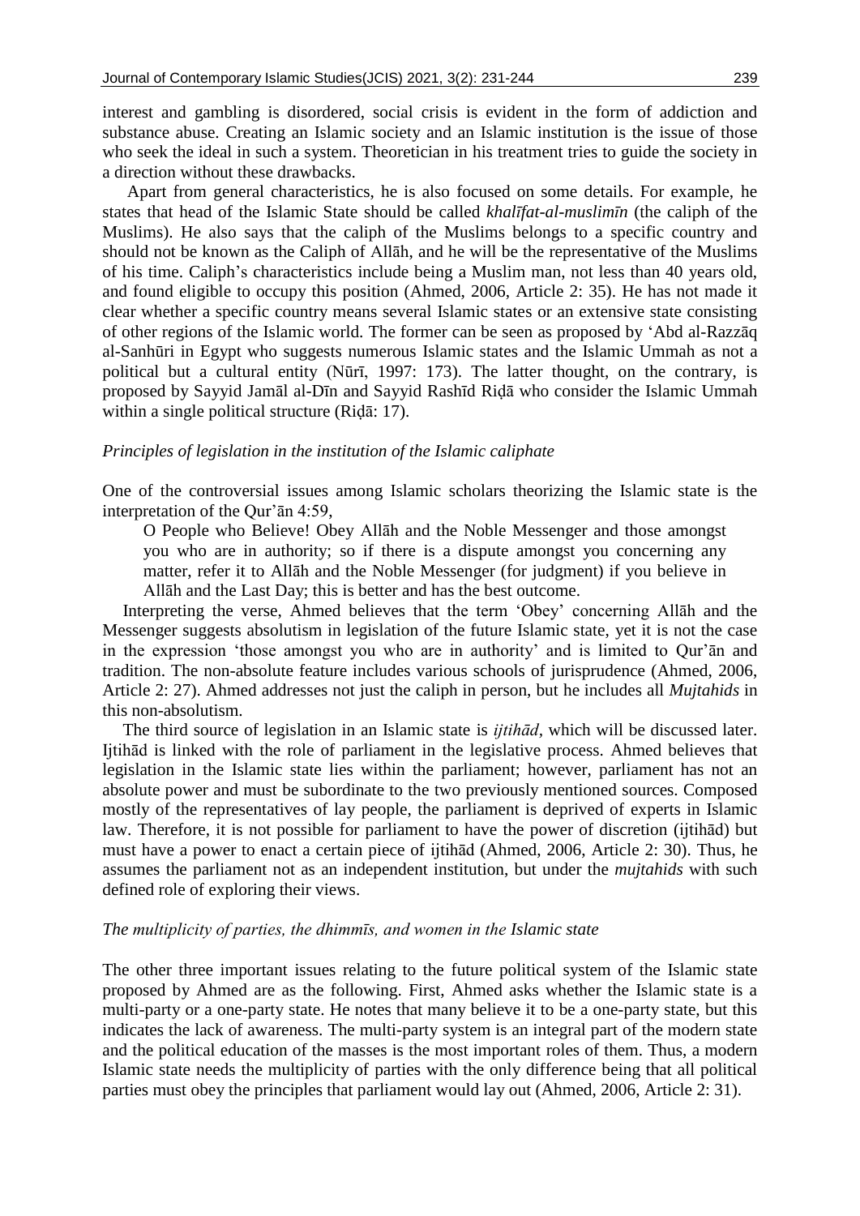interest and gambling is disordered, social crisis is evident in the form of addiction and substance abuse. Creating an Islamic society and an Islamic institution is the issue of those who seek the ideal in such a system. Theoretician in his treatment tries to guide the society in a direction without these drawbacks.

Apart from general characteristics, he is also focused on some details. For example, he states that head of the Islamic State should be called *khalīfat-al-muslimīn* (the caliph of the Muslims). He also says that the caliph of the Muslims belongs to a specific country and should not be known as the Caliph of Allāh, and he will be the representative of the Muslims of his time. Caliph's characteristics include being a Muslim man, not less than 40 years old, and found eligible to occupy this position (Ahmed, 2006, Article 2: 35). He has not made it clear whether a specific country means several Islamic states or an extensive state consisting of other regions of the Islamic world. The former can be seen as proposed by 'Abd al-Razzāq al-Sanhūri in Egypt who suggests numerous Islamic states and the Islamic Ummah as not a political but a cultural entity (Nūrī, 1997: 173). The latter thought, on the contrary, is proposed by Sayyid Jamāl al-Dīn and Sayyid Rashīd Riḍā who consider the Islamic Ummah within a single political structure (Riḍā: 17).

*Principles of legislation in the institution of the Islamic caliphate*

One of the controversial issues among Islamic scholars theorizing the Islamic state is the interpretation of the Qur'ān 4:59,

> O People who Believe! Obey Allāh and the Noble Messenger and those amongst you who are in authority; so if there is a dispute amongst you concerning any matter, refer it to Allāh and the Noble Messenger (for judgment) if you believe in Allāh and the Last Day; this is better and has the best outcome.

Interpreting the verse, Ahmed believes that the term 'Obey' concerning Allāh and the Messenger suggests absolutism in legislation of the future Islamic state, yet it is not the case in the expression 'those amongst you who are in authority' and is limited to Qur'ān and tradition. The non-absolute feature includes various schools of jurisprudence (Ahmed, 2006, Article 2: 27). Ahmed addresses not just the caliph in person, but he includes all *Mujtahids* in this non-absolutism.

The third source of legislation in an Islamic state is *ijtihād*, which will be discussed later. Ijtihād is linked with the role of parliament in the legislative process. Ahmed believes that legislation in the Islamic state lies within the parliament; however, parliament has not an absolute power and must be subordinate to the two previously mentioned sources. Composed mostly of the representatives of lay people, the parliament is deprived of experts in Islamic law. Therefore, it is not possible for parliament to have the power of discretion (ijtihād) but must have a power to enact a certain piece of ijtihād (Ahmed, 2006, Article 2: 30). Thus, he assumes the parliament not as an independent institution, but under the *mujtahids* with such defined role of exploring their views.

*The multiplicity of parties, the dhimmīs, and women in the Islamic state*

The other three important issues relating to the future political system of the Islamic state proposed by Ahmed are as the following. First, Ahmed asks whether the Islamic state is a multi-party or a one-party state. He notes that many believe it to be a one-party state, but this indicates the lack of awareness. The multi-party system is an integral part of the modern state and the political education of the masses is the most important roles of them. Thus, a modern Islamic state needs the multiplicity of parties with the only difference being that all political parties must obey the principles that parliament would lay out (Ahmed, 2006, Article 2: 31).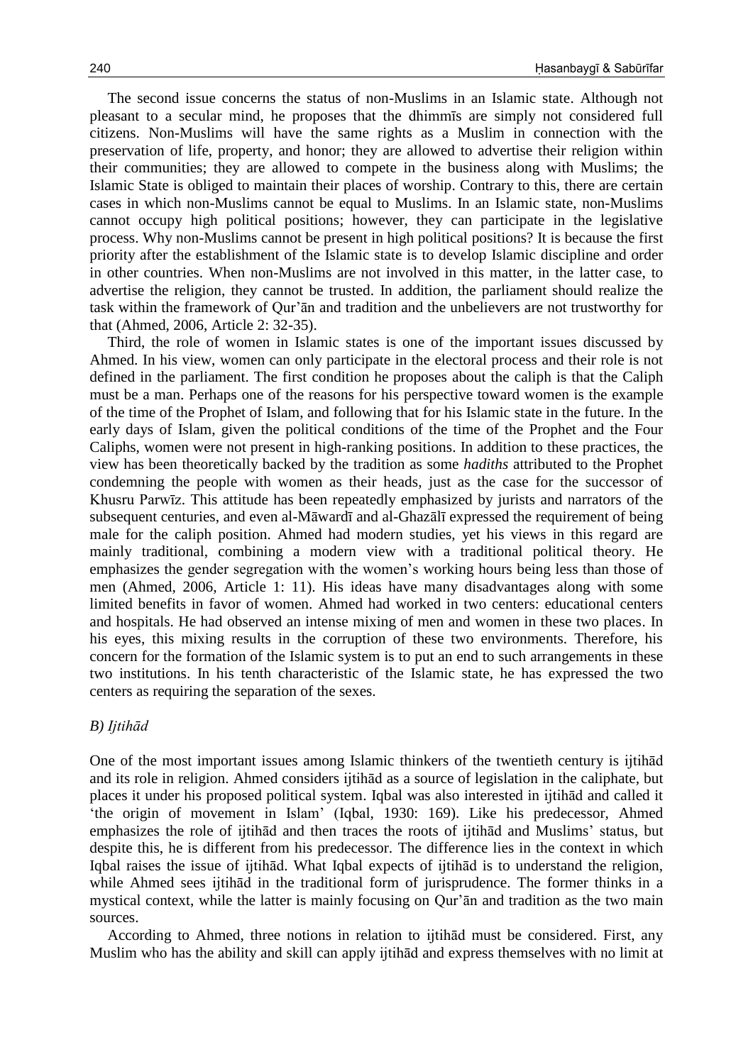The second issue concerns the status of non-Muslims in an Islamic state. Although not pleasant to a secular mind, he proposes that the dhimmīs are simply not considered full citizens. Non-Muslims will have the same rights as a Muslim in connection with the preservation of life, property, and honor; they are allowed to advertise their religion within their communities; they are allowed to compete in the business along with Muslims; the Islamic State is obliged to maintain their places of worship. Contrary to this, there are certain cases in which non-Muslims cannot be equal to Muslims. In an Islamic state, non-Muslims cannot occupy high political positions; however, they can participate in the legislative process. Why non-Muslims cannot be present in high political positions? It is because the first priority after the establishment of the Islamic state is to develop Islamic discipline and order in other countries. When non-Muslims are not involved in this matter, in the latter case, to advertise the religion, they cannot be trusted. In addition, the parliament should realize the task within the framework of Qur'ān and tradition and the unbelievers are not trustworthy for that (Ahmed, 2006, Article 2: 32-35).

Third, the role of women in Islamic states is one of the important issues discussed by Ahmed. In his view, women can only participate in the electoral process and their role is not defined in the parliament. The first condition he proposes about the caliph is that the Caliph must be a man. Perhaps one of the reasons for his perspective toward women is the example of the time of the Prophet of Islam, and following that for his Islamic state in the future. In the early days of Islam, given the political conditions of the time of the Prophet and the Four Caliphs, women were not present in high-ranking positions. In addition to these practices, the view has been theoretically backed by the tradition as some *hadiths* attributed to the Prophet condemning the people with women as their heads, just as the case for the successor of Khusru Parwīz. This attitude has been repeatedly emphasized by jurists and narrators of the subsequent centuries, and even al-Māwardī and al-Ghazālī expressed the requirement of being male for the caliph position. Ahmed had modern studies, yet his views in this regard are mainly traditional, combining a modern view with a traditional political theory. He emphasizes the gender segregation with the women's working hours being less than those of men (Ahmed, 2006, Article 1: 11). His ideas have many disadvantages along with some limited benefits in favor of women. Ahmed had worked in two centers: educational centers and hospitals. He had observed an intense mixing of men and women in these two places. In his eyes, this mixing results in the corruption of these two environments. Therefore, his concern for the formation of the Islamic system is to put an end to such arrangements in these two institutions. In his tenth characteristic of the Islamic state, he has expressed the two centers as requiring the separation of the sexes.

### *B) Ijtihād*

One of the most important issues among Islamic thinkers of the twentieth century is ijtihād and its role in religion. Ahmed considers ijtihād as a source of legislation in the caliphate, but places it under his proposed political system. Iqbal was also interested in ijtihād and called it 'the origin of movement in Islam' (Iqbal, 1930: 169). Like his predecessor, Ahmed emphasizes the role of ijtihād and then traces the roots of ijtihād and Muslims' status, but despite this, he is different from his predecessor. The difference lies in the context in which Iqbal raises the issue of ijtihād. What Iqbal expects of ijtihād is to understand the religion, while Ahmed sees ijtihād in the traditional form of jurisprudence. The former thinks in a mystical context, while the latter is mainly focusing on Qur'ān and tradition as the two main sources.

According to Ahmed, three notions in relation to ijtihād must be considered. First, any Muslim who has the ability and skill can apply ijtihād and express themselves with no limit at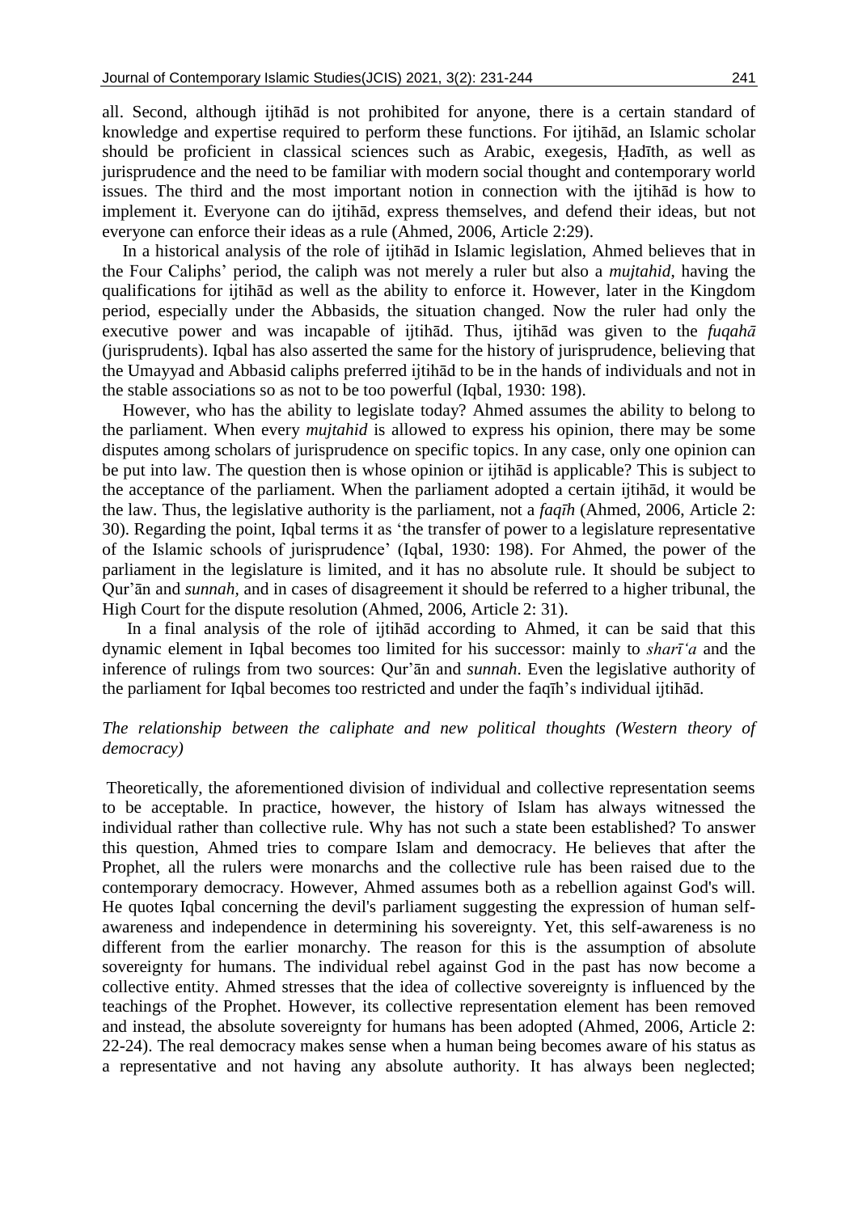all. Second, although ijtihād is not prohibited for anyone, there is a certain standard of knowledge and expertise required to perform these functions. For ijtihād, an Islamic scholar should be proficient in classical sciences such as Arabic, exegesis, Ḥadīth, as well as jurisprudence and the need to be familiar with modern social thought and contemporary world issues. The third and the most important notion in connection with the ijtihād is how to implement it. Everyone can do ijtihād, express themselves, and defend their ideas, but not everyone can enforce their ideas as a rule (Ahmed, 2006, Article 2:29).

In a historical analysis of the role of ijtihād in Islamic legislation, Ahmed believes that in the Four Caliphs' period, the caliph was not merely a ruler but also a *mujtahid*, having the qualifications for ijtihād as well as the ability to enforce it. However, later in the Kingdom period, especially under the Abbasids, the situation changed. Now the ruler had only the executive power and was incapable of ijtihād. Thus, ijtihād was given to the *fuqahā* (jurisprudents). Iqbal has also asserted the same for the history of jurisprudence, believing that the Umayyad and Abbasid caliphs preferred ijtihād to be in the hands of individuals and not in the stable associations so as not to be too powerful (Iqbal, 1930: 198).

However, who has the ability to legislate today? Ahmed assumes the ability to belong to the parliament. When every *mujtahid* is allowed to express his opinion, there may be some disputes among scholars of jurisprudence on specific topics. In any case, only one opinion can be put into law. The question then is whose opinion or ijtihād is applicable? This is subject to the acceptance of the parliament. When the parliament adopted a certain ijtihād, it would be the law. Thus, the legislative authority is the parliament, not a *faqīh* (Ahmed, 2006, Article 2: 30). Regarding the point, Iqbal terms it as 'the transfer of power to a legislature representative of the Islamic schools of jurisprudence' (Iqbal, 1930: 198). For Ahmed, the power of the parliament in the legislature is limited, and it has no absolute rule. It should be subject to Qur'ān and *sunnah*, and in cases of disagreement it should be referred to a higher tribunal, the High Court for the dispute resolution (Ahmed, 2006, Article 2: 31).

In a final analysis of the role of ijtihād according to Ahmed, it can be said that this dynamic element in Iqbal becomes too limited for his successor: mainly to *sharī'a* and the inference of rulings from two sources: Qur'ān and *sunnah*. Even the legislative authority of the parliament for Iqbal becomes too restricted and under the faqīh's individual ijtihād.

*The relationship between the caliphate and new political thoughts (Western theory of democracy)*

Theoretically, the aforementioned division of individual and collective representation seems to be acceptable. In practice, however, the history of Islam has always witnessed the individual rather than collective rule. Why has not such a state been established? To answer this question, Ahmed tries to compare Islam and democracy. He believes that after the Prophet, all the rulers were monarchs and the collective rule has been raised due to the contemporary democracy. However, Ahmed assumes both as a rebellion against God's will. He quotes Iqbal concerning the devil's parliament suggesting the expression of human self-awareness and independence in determining his sovereignty. Yet, this self-awareness is no different from the earlier monarchy. The reason for this is the assumption of absolute sovereignty for humans. The individual rebel against God in the past has now become a collective entity. Ahmed stresses that the idea of collective sovereignty is influenced by the teachings of the Prophet. However, its collective representation element has been removed and instead, the absolute sovereignty for humans has been adopted (Ahmed, 2006, Article 2: 22-24). The real democracy makes sense when a human being becomes aware of his status as a representative and not having any absolute authority. It has always been neglected;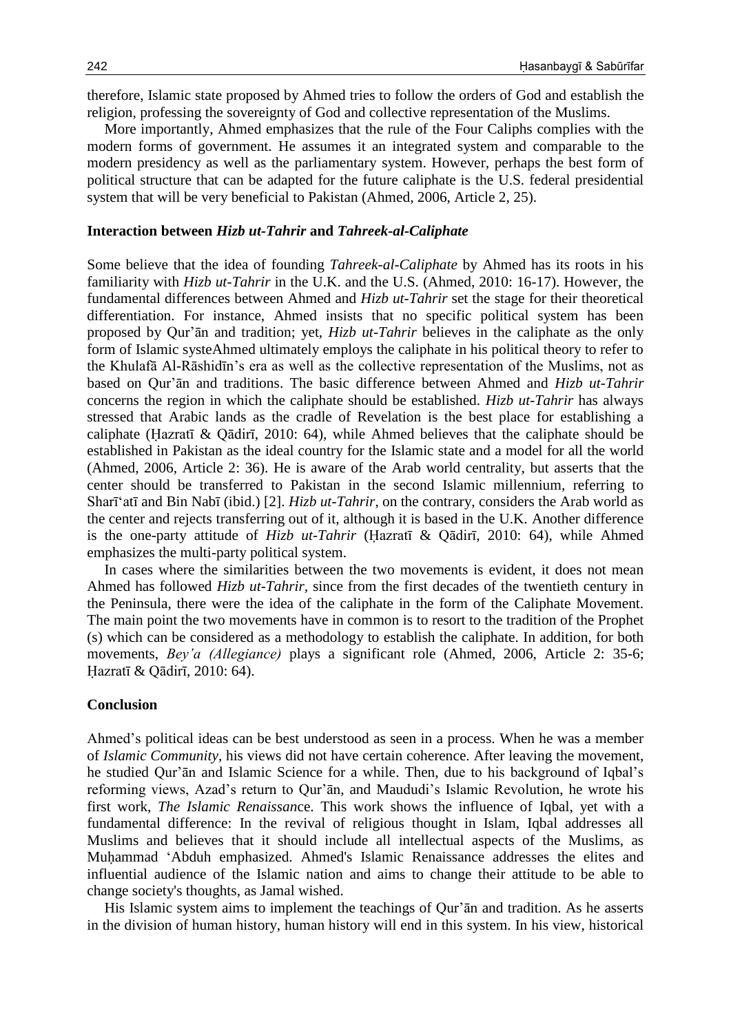therefore, Islamic state proposed by Ahmed tries to follow the orders of God and establish the religion, professing the sovereignty of God and collective representation of the Muslims.

More importantly, Ahmed emphasizes that the rule of the Four Caliphs complies with the modern forms of government. He assumes it an integrated system and comparable to the modern presidency as well as the parliamentary system. However, perhaps the best form of political structure that can be adapted for the future caliphate is the U.S. federal presidential system that will be very beneficial to Pakistan (Ahmed, 2006, Article 2, 25).

### Interaction between *Hizb ut-Tahrir* and *Tahreek-al-Caliphate*

Some believe that the idea of founding *Tahreek-al-Caliphate* by Ahmed has its roots in his familiarity with *Hizb ut-Tahrir* in the U.K. and the U.S. (Ahmed, 2010: 16-17). However, the fundamental differences between Ahmed and *Hizb ut-Tahrir* set the stage for their theoretical differentiation. For instance, Ahmed insists that no specific political system has been proposed by Qur'ān and tradition; yet, *Hizb ut-Tahrir* believes in the caliphate as the only form of Islamic systeAhmed ultimately employs the caliphate in his political theory to refer to the Khulafā Al-Rāshidīn's era as well as the collective representation of the Muslims, not as based on Qur'ān and traditions. The basic difference between Ahmed and *Hizb ut-Tahrir* concerns the region in which the caliphate should be established. *Hizb ut-Tahrir* has always stressed that Arabic lands as the cradle of Revelation is the best place for establishing a caliphate (Ḥazratī & Qādirī, 2010: 64), while Ahmed believes that the caliphate should be established in Pakistan as the ideal country for the Islamic state and a model for all the world (Ahmed, 2006, Article 2: 36). He is aware of the Arab world centrality, but asserts that the center should be transferred to Pakistan in the second Islamic millennium, referring to Sharī'atī and Bin Nabī (ibid.) [2]. *Hizb ut-Tahrir*, on the contrary, considers the Arab world as the center and rejects transferring out of it, although it is based in the U.K. Another difference is the one-party attitude of *Hizb ut-Tahrir* (Ḥazratī & Qādirī, 2010: 64), while Ahmed emphasizes the multi-party political system.

In cases where the similarities between the two movements is evident, it does not mean Ahmed has followed *Hizb ut-Tahrir*, since from the first decades of the twentieth century in the Peninsula, there were the idea of the caliphate in the form of the Caliphate Movement. The main point the two movements have in common is to resort to the tradition of the Prophet (s) which can be considered as a methodology to establish the caliphate. In addition, for both movements, *Bey'a (Allegiance)* plays a significant role (Ahmed, 2006, Article 2: 35-6; Ḥazratī & Qādirī, 2010: 64).

### Conclusion

Ahmed's political ideas can be best understood as seen in a process. When he was a member of *Islamic Community*, his views did not have certain coherence. After leaving the movement, he studied Qur'ān and Islamic Science for a while. Then, due to his background of Iqbal's reforming views, Azad's return to Qur'ān, and Maududi's Islamic Revolution, he wrote his first work, *The Islamic Renaissanc*e. This work shows the influence of Iqbal, yet with a fundamental difference: In the revival of religious thought in Islam, Iqbal addresses all Muslims and believes that it should include all intellectual aspects of the Muslims, as Muḥammad 'Abduh emphasized. Ahmed's Islamic Renaissance addresses the elites and influential audience of the Islamic nation and aims to change their attitude to be able to change society's thoughts, as Jamal wished.

His Islamic system aims to implement the teachings of Qur'ān and tradition. As he asserts in the division of human history, human history will end in this system. In his view, historical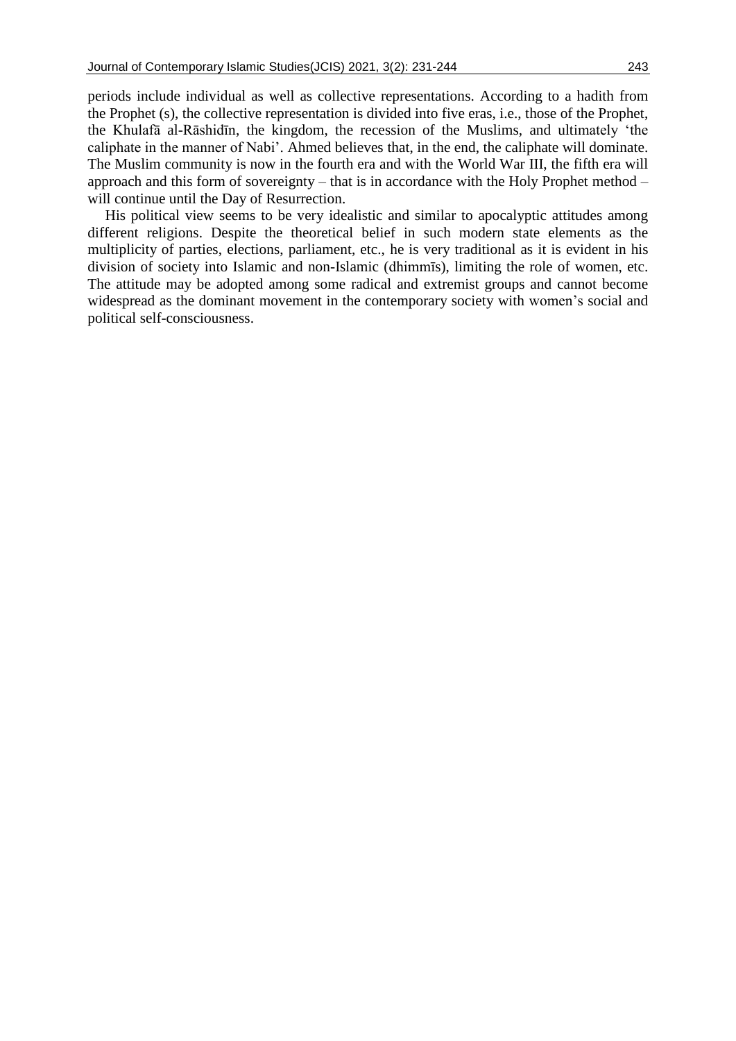periods include individual as well as collective representations. According to a hadith from the Prophet (s), the collective representation is divided into five eras, i.e., those of the Prophet, the Khulafā al-Rāshidīn, the kingdom, the recession of the Muslims, and ultimately 'the caliphate in the manner of Nabi'. Ahmed believes that, in the end, the caliphate will dominate. The Muslim community is now in the fourth era and with the World War III, the fifth era will approach and this form of sovereignty – that is in accordance with the Holy Prophet method – will continue until the Day of Resurrection.

His political view seems to be very idealistic and similar to apocalyptic attitudes among different religions. Despite the theoretical belief in such modern state elements as the multiplicity of parties, elections, parliament, etc., he is very traditional as it is evident in his division of society into Islamic and non-Islamic (dhimmīs), limiting the role of women, etc. The attitude may be adopted among some radical and extremist groups and cannot become widespread as the dominant movement in the contemporary society with women's social and political self-consciousness.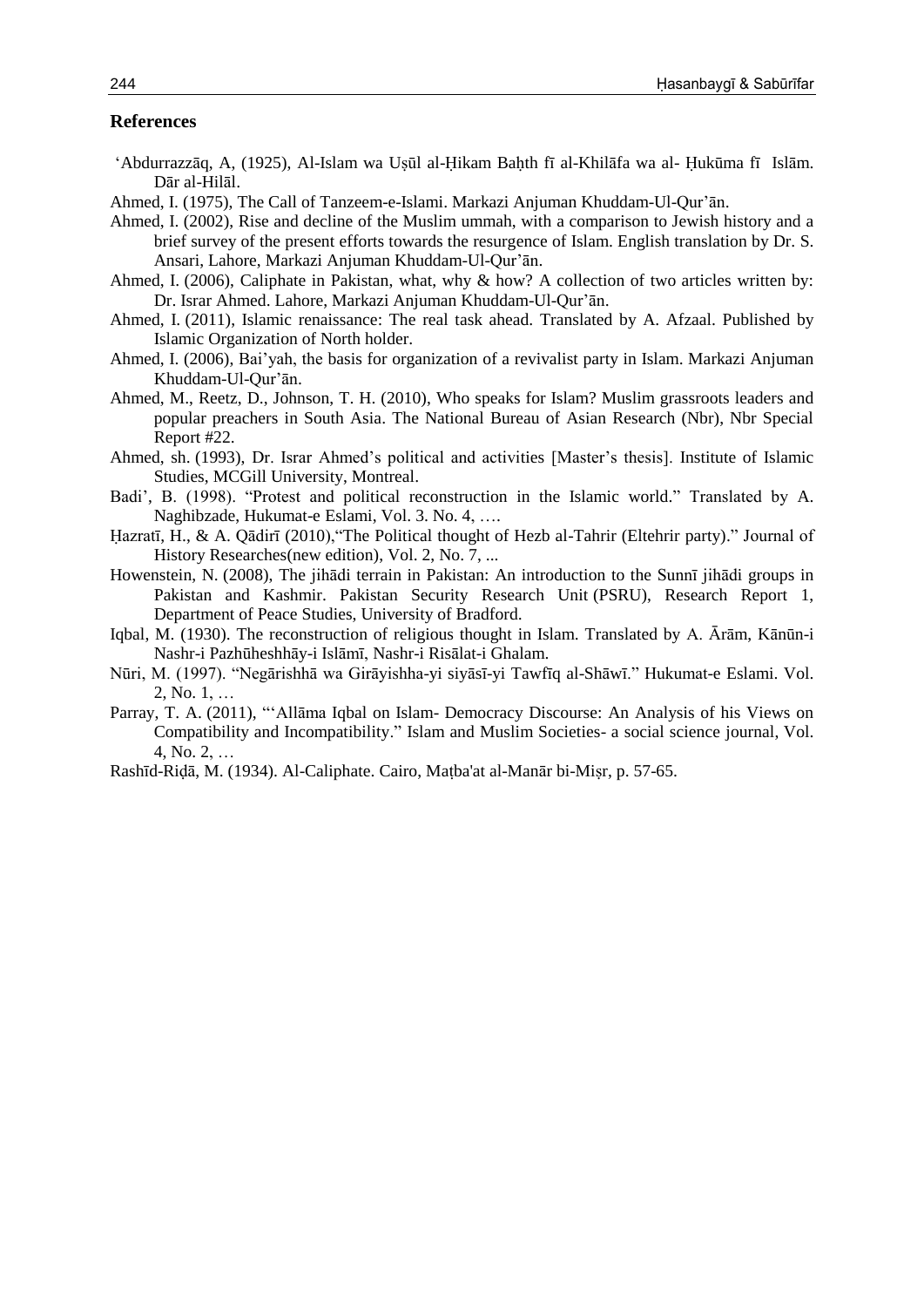## References

'Abdurrazzāq, A, (1925), Al-Islam wa Uṣūl al-Ḥikam Baḥth fī al-Khilāfa wa al- Ḥukūma fī Islām. Dār al-Hilāl.

Ahmed, I. (1975), The Call of Tanzeem-e-Islami. Markazi Anjuman Khuddam-Ul-Qur'ān.

Ahmed, I. (2002), Rise and decline of the Muslim ummah, with a comparison to Jewish history and a brief survey of the present efforts towards the resurgence of Islam. English translation by Dr. S. Ansari, Lahore, Markazi Anjuman Khuddam-Ul-Qur'ān.

Ahmed, I. (2006), Caliphate in Pakistan, what, why & how? A collection of two articles written by: Dr. Israr Ahmed. Lahore, Markazi Anjuman Khuddam-Ul-Qur'ān.

Ahmed, I. (2011), Islamic renaissance: The real task ahead. Translated by A. Afzaal. Published by Islamic Organization of North holder.

Ahmed, I. (2006), Bai'yah, the basis for organization of a revivalist party in Islam. Markazi Anjuman Khuddam-Ul-Qur'ān.

Ahmed, M., Reetz, D., Johnson, T. H. (2010), Who speaks for Islam? Muslim grassroots leaders and popular preachers in South Asia. The National Bureau of Asian Research (Nbr), Nbr Special Report #22.

Ahmed, sh. (1993), Dr. Israr Ahmed's political and activities [Master's thesis]. Institute of Islamic Studies, MCGill University, Montreal.

Badi', B. (1998). "Protest and political reconstruction in the Islamic world." Translated by A. Naghibzade, Hukumat-e Eslami, Vol. 3. No. 4, ….

Ḥazratī, H., & A. Qādirī (2010),"The Political thought of Hezb al-Tahrir (Eltehrir party)." Journal of History Researches(new edition), Vol. 2, No. 7, ...

Howenstein, N. (2008), The jihādi terrain in Pakistan: An introduction to the Sunnī jihādi groups in Pakistan and Kashmir. Pakistan Security Research Unit (PSRU), Research Report 1, Department of Peace Studies, University of Bradford.

Iqbal, M. (1930). The reconstruction of religious thought in Islam. Translated by A. Ārām, Kānūn-i Nashr-i Pazhūheshhāy-i Islāmī, Nashr-i Risālat-i Ghalam.

Nūri, M. (1997). "Negārishhā wa Girāyishha-yi siyāsī-yi Tawfīq al-Shāwī." Hukumat-e Eslami. Vol. 2, No. 1, …

Parray, T. A. (2011), "'Allāma Iqbal on Islam- Democracy Discourse: An Analysis of his Views on Compatibility and Incompatibility." Islam and Muslim Societies- a social science journal, Vol. 4, No. 2, …

Rashīd-Riḍā, M. (1934). Al-Caliphate. Cairo, Maṭba'at al-Manār bi-Miṣr, p. 57-65.